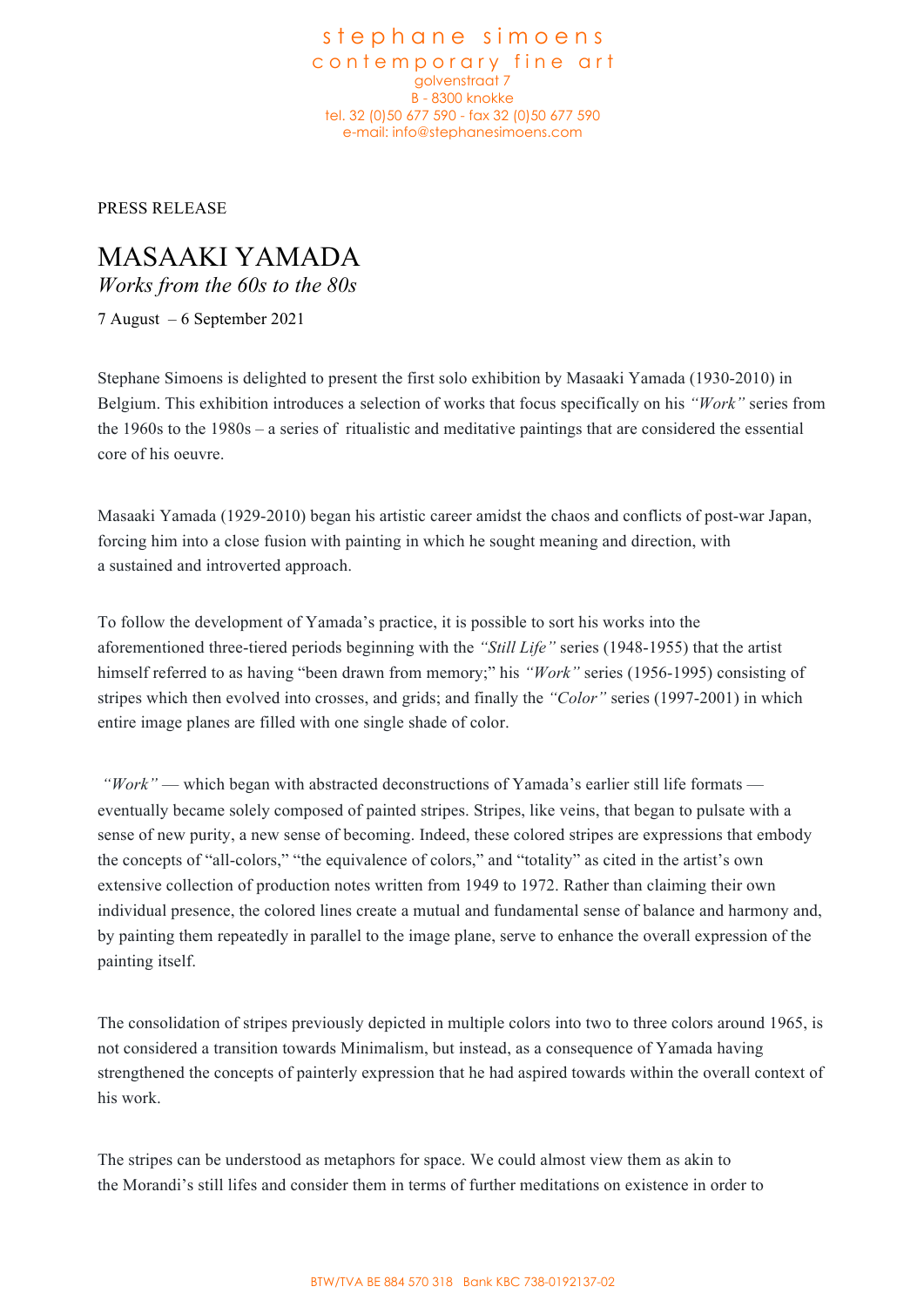stephane simoens
contemporary fine art
golvenstraat 7
B - 8300 knokke
tel. 32 (0)50 677 590 - fax 32 (0)50 677 590
e-mail: info@stephanesimoens.com

PRESS RELEASE

# MASAAKI YAMADA

*Works from the 60s to the 80s*

7 August – 6 September 2021

Stephane Simoens is delighted to present the first solo exhibition by Masaaki Yamada (1930-2010) in Belgium. This exhibition introduces a selection of works that focus specifically on his *"Work"* series from the 1960s to the 1980s – a series of ritualistic and meditative paintings that are considered the essential core of his oeuvre.

Masaaki Yamada (1929-2010) began his artistic career amidst the chaos and conflicts of post-war Japan, forcing him into a close fusion with painting in which he sought meaning and direction, with a sustained and introverted approach.

To follow the development of Yamada's practice, it is possible to sort his works into the aforementioned three-tiered periods beginning with the *"Still Life"* series (1948-1955) that the artist himself referred to as having "been drawn from memory;" his *"Work"* series (1956-1995) consisting of stripes which then evolved into crosses, and grids; and finally the *"Color"* series (1997-2001) in which entire image planes are filled with one single shade of color.

*"Work"* — which began with abstracted deconstructions of Yamada's earlier still life formats — eventually became solely composed of painted stripes. Stripes, like veins, that began to pulsate with a sense of new purity, a new sense of becoming. Indeed, these colored stripes are expressions that embody the concepts of "all-colors," "the equivalence of colors," and "totality" as cited in the artist's own extensive collection of production notes written from 1949 to 1972. Rather than claiming their own individual presence, the colored lines create a mutual and fundamental sense of balance and harmony and, by painting them repeatedly in parallel to the image plane, serve to enhance the overall expression of the painting itself.

The consolidation of stripes previously depicted in multiple colors into two to three colors around 1965, is not considered a transition towards Minimalism, but instead, as a consequence of Yamada having strengthened the concepts of painterly expression that he had aspired towards within the overall context of his work.

The stripes can be understood as metaphors for space. We could almost view them as akin to the Morandi's still lifes and consider them in terms of further meditations on existence in order to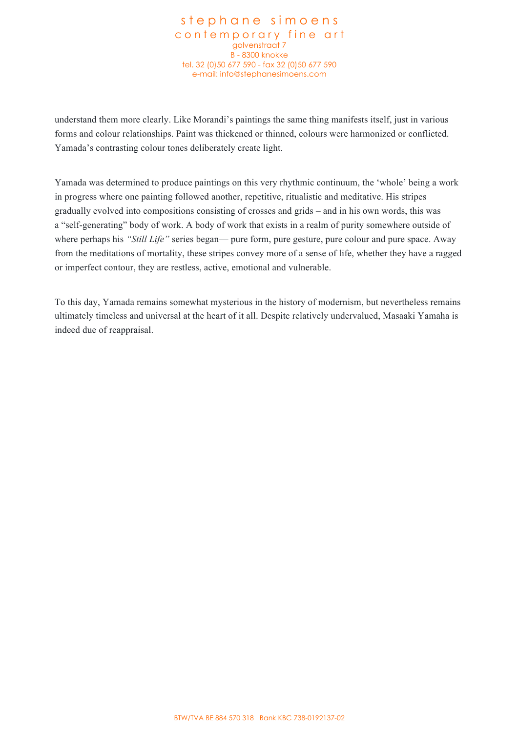understand them more clearly. Like Morandi's paintings the same thing manifests itself, just in various forms and colour relationships. Paint was thickened or thinned, colours were harmonized or conflicted. Yamada's contrasting colour tones deliberately create light.

Yamada was determined to produce paintings on this very rhythmic continuum, the 'whole' being a work in progress where one painting followed another, repetitive, ritualistic and meditative. His stripes gradually evolved into compositions consisting of crosses and grids – and in his own words, this was a "self-generating" body of work. A body of work that exists in a realm of purity somewhere outside of where perhaps his *"Still Life"* series began— pure form, pure gesture, pure colour and pure space. Away from the meditations of mortality, these stripes convey more of a sense of life, whether they have a ragged or imperfect contour, they are restless, active, emotional and vulnerable.

To this day, Yamada remains somewhat mysterious in the history of modernism, but nevertheless remains ultimately timeless and universal at the heart of it all. Despite relatively undervalued, Masaaki Yamaha is indeed due of reappraisal.